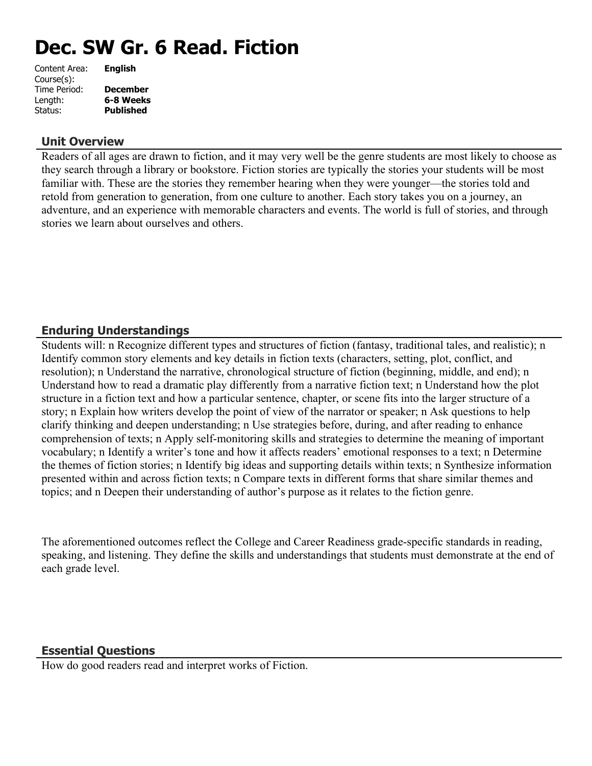# Dec. SW Gr. 6 Read. Fiction

| | |
|---|---|
| Content Area: | **English** |
| Course(s): | |
| Time Period: | **December** |
| Length: | **6-8 Weeks** |
| Status: | **Published** |

## Unit Overview

Readers of all ages are drawn to fiction, and it may very well be the genre students are most likely to choose as they search through a library or bookstore. Fiction stories are typically the stories your students will be most familiar with. These are the stories they remember hearing when they were younger—the stories told and retold from generation to generation, from one culture to another. Each story takes you on a journey, an adventure, and an experience with memorable characters and events. The world is full of stories, and through stories we learn about ourselves and others.

## Enduring Understandings

Students will: n Recognize different types and structures of fiction (fantasy, traditional tales, and realistic); n Identify common story elements and key details in fiction texts (characters, setting, plot, conflict, and resolution); n Understand the narrative, chronological structure of fiction (beginning, middle, and end); n Understand how to read a dramatic play differently from a narrative fiction text; n Understand how the plot structure in a fiction text and how a particular sentence, chapter, or scene fits into the larger structure of a story; n Explain how writers develop the point of view of the narrator or speaker; n Ask questions to help clarify thinking and deepen understanding; n Use strategies before, during, and after reading to enhance comprehension of texts; n Apply self-monitoring skills and strategies to determine the meaning of important vocabulary; n Identify a writer's tone and how it affects readers' emotional responses to a text; n Determine the themes of fiction stories; n Identify big ideas and supporting details within texts; n Synthesize information presented within and across fiction texts; n Compare texts in different forms that share similar themes and topics; and n Deepen their understanding of author's purpose as it relates to the fiction genre.

The aforementioned outcomes reflect the College and Career Readiness grade-specific standards in reading, speaking, and listening. They define the skills and understandings that students must demonstrate at the end of each grade level.

## Essential Questions

How do good readers read and interpret works of Fiction.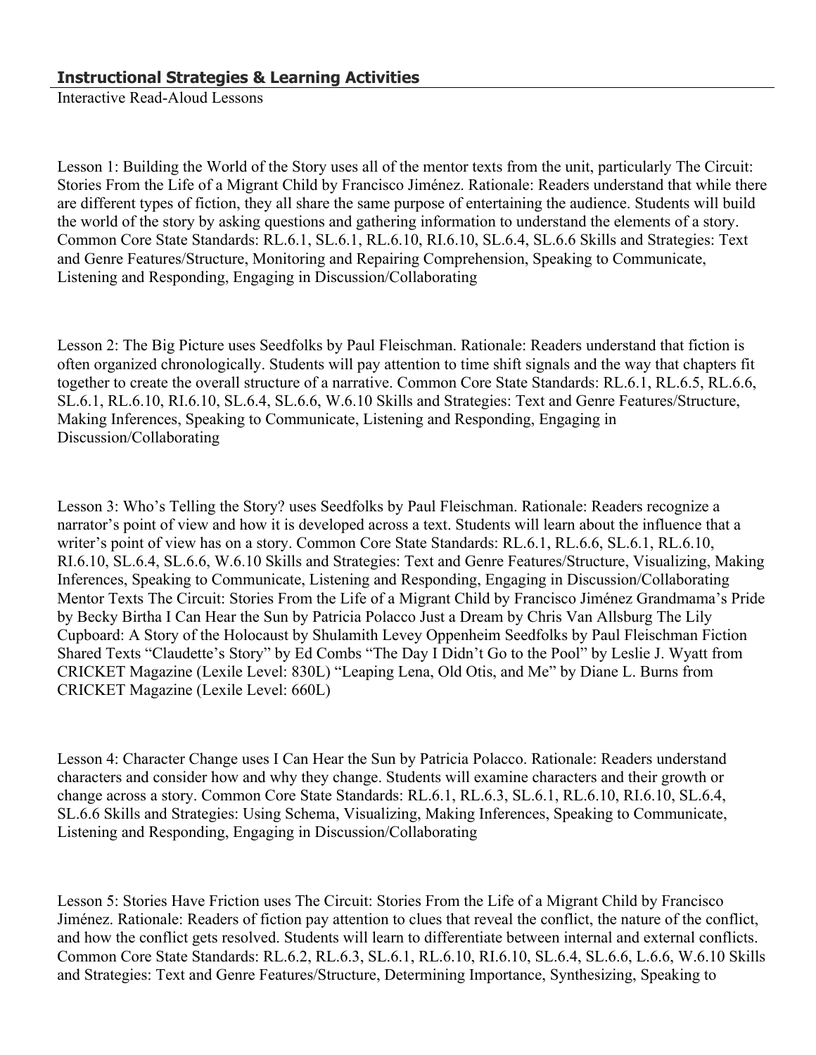## Instructional Strategies & Learning Activities

Interactive Read-Aloud Lessons

Lesson 1: Building the World of the Story uses all of the mentor texts from the unit, particularly The Circuit: Stories From the Life of a Migrant Child by Francisco Jiménez. Rationale: Readers understand that while there are different types of fiction, they all share the same purpose of entertaining the audience. Students will build the world of the story by asking questions and gathering information to understand the elements of a story. Common Core State Standards: RL.6.1, SL.6.1, RL.6.10, RI.6.10, SL.6.4, SL.6.6 Skills and Strategies: Text and Genre Features/Structure, Monitoring and Repairing Comprehension, Speaking to Communicate, Listening and Responding, Engaging in Discussion/Collaborating

Lesson 2: The Big Picture uses Seedfolks by Paul Fleischman. Rationale: Readers understand that fiction is often organized chronologically. Students will pay attention to time shift signals and the way that chapters fit together to create the overall structure of a narrative. Common Core State Standards: RL.6.1, RL.6.5, RL.6.6, SL.6.1, RL.6.10, RI.6.10, SL.6.4, SL.6.6, W.6.10 Skills and Strategies: Text and Genre Features/Structure, Making Inferences, Speaking to Communicate, Listening and Responding, Engaging in Discussion/Collaborating

Lesson 3: Who's Telling the Story? uses Seedfolks by Paul Fleischman. Rationale: Readers recognize a narrator's point of view and how it is developed across a text. Students will learn about the influence that a writer's point of view has on a story. Common Core State Standards: RL.6.1, RL.6.6, SL.6.1, RL.6.10, RI.6.10, SL.6.4, SL.6.6, W.6.10 Skills and Strategies: Text and Genre Features/Structure, Visualizing, Making Inferences, Speaking to Communicate, Listening and Responding, Engaging in Discussion/Collaborating Mentor Texts The Circuit: Stories From the Life of a Migrant Child by Francisco Jiménez Grandmama's Pride by Becky Birtha I Can Hear the Sun by Patricia Polacco Just a Dream by Chris Van Allsburg The Lily Cupboard: A Story of the Holocaust by Shulamith Levey Oppenheim Seedfolks by Paul Fleischman Fiction Shared Texts "Claudette's Story" by Ed Combs "The Day I Didn't Go to the Pool" by Leslie J. Wyatt from CRICKET Magazine (Lexile Level: 830L) "Leaping Lena, Old Otis, and Me" by Diane L. Burns from CRICKET Magazine (Lexile Level: 660L)

Lesson 4: Character Change uses I Can Hear the Sun by Patricia Polacco. Rationale: Readers understand characters and consider how and why they change. Students will examine characters and their growth or change across a story. Common Core State Standards: RL.6.1, RL.6.3, SL.6.1, RL.6.10, RI.6.10, SL.6.4, SL.6.6 Skills and Strategies: Using Schema, Visualizing, Making Inferences, Speaking to Communicate, Listening and Responding, Engaging in Discussion/Collaborating

Lesson 5: Stories Have Friction uses The Circuit: Stories From the Life of a Migrant Child by Francisco Jiménez. Rationale: Readers of fiction pay attention to clues that reveal the conflict, the nature of the conflict, and how the conflict gets resolved. Students will learn to differentiate between internal and external conflicts. Common Core State Standards: RL.6.2, RL.6.3, SL.6.1, RL.6.10, RI.6.10, SL.6.4, SL.6.6, L.6.6, W.6.10 Skills and Strategies: Text and Genre Features/Structure, Determining Importance, Synthesizing, Speaking to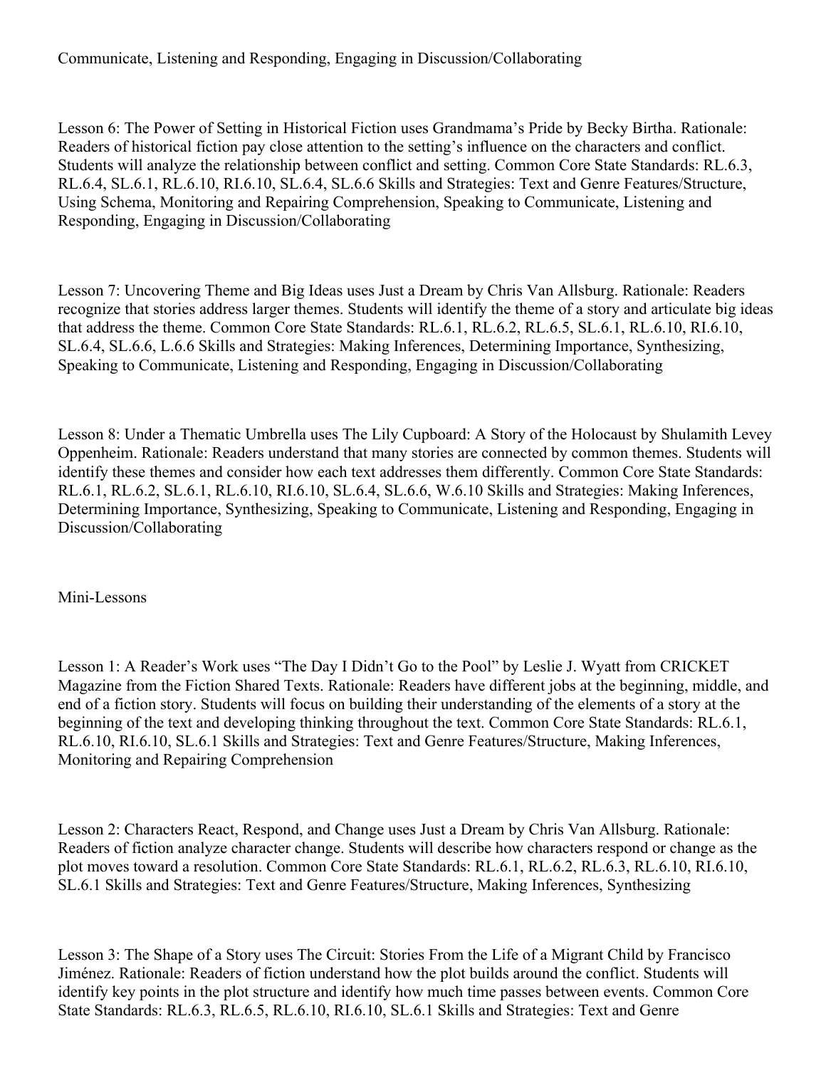Communicate, Listening and Responding, Engaging in Discussion/Collaborating

Lesson 6: The Power of Setting in Historical Fiction uses Grandmama's Pride by Becky Birtha. Rationale: Readers of historical fiction pay close attention to the setting's influence on the characters and conflict. Students will analyze the relationship between conflict and setting. Common Core State Standards: RL.6.3, RL.6.4, SL.6.1, RL.6.10, RI.6.10, SL.6.4, SL.6.6 Skills and Strategies: Text and Genre Features/Structure, Using Schema, Monitoring and Repairing Comprehension, Speaking to Communicate, Listening and Responding, Engaging in Discussion/Collaborating

Lesson 7: Uncovering Theme and Big Ideas uses Just a Dream by Chris Van Allsburg. Rationale: Readers recognize that stories address larger themes. Students will identify the theme of a story and articulate big ideas that address the theme. Common Core State Standards: RL.6.1, RL.6.2, RL.6.5, SL.6.1, RL.6.10, RI.6.10, SL.6.4, SL.6.6, L.6.6 Skills and Strategies: Making Inferences, Determining Importance, Synthesizing, Speaking to Communicate, Listening and Responding, Engaging in Discussion/Collaborating

Lesson 8: Under a Thematic Umbrella uses The Lily Cupboard: A Story of the Holocaust by Shulamith Levey Oppenheim. Rationale: Readers understand that many stories are connected by common themes. Students will identify these themes and consider how each text addresses them differently. Common Core State Standards: RL.6.1, RL.6.2, SL.6.1, RL.6.10, RI.6.10, SL.6.4, SL.6.6, W.6.10 Skills and Strategies: Making Inferences, Determining Importance, Synthesizing, Speaking to Communicate, Listening and Responding, Engaging in Discussion/Collaborating

Mini-Lessons

Lesson 1: A Reader's Work uses "The Day I Didn't Go to the Pool" by Leslie J. Wyatt from CRICKET Magazine from the Fiction Shared Texts. Rationale: Readers have different jobs at the beginning, middle, and end of a fiction story. Students will focus on building their understanding of the elements of a story at the beginning of the text and developing thinking throughout the text. Common Core State Standards: RL.6.1, RL.6.10, RI.6.10, SL.6.1 Skills and Strategies: Text and Genre Features/Structure, Making Inferences, Monitoring and Repairing Comprehension

Lesson 2: Characters React, Respond, and Change uses Just a Dream by Chris Van Allsburg. Rationale: Readers of fiction analyze character change. Students will describe how characters respond or change as the plot moves toward a resolution. Common Core State Standards: RL.6.1, RL.6.2, RL.6.3, RL.6.10, RI.6.10, SL.6.1 Skills and Strategies: Text and Genre Features/Structure, Making Inferences, Synthesizing

Lesson 3: The Shape of a Story uses The Circuit: Stories From the Life of a Migrant Child by Francisco Jiménez. Rationale: Readers of fiction understand how the plot builds around the conflict. Students will identify key points in the plot structure and identify how much time passes between events. Common Core State Standards: RL.6.3, RL.6.5, RL.6.10, RI.6.10, SL.6.1 Skills and Strategies: Text and Genre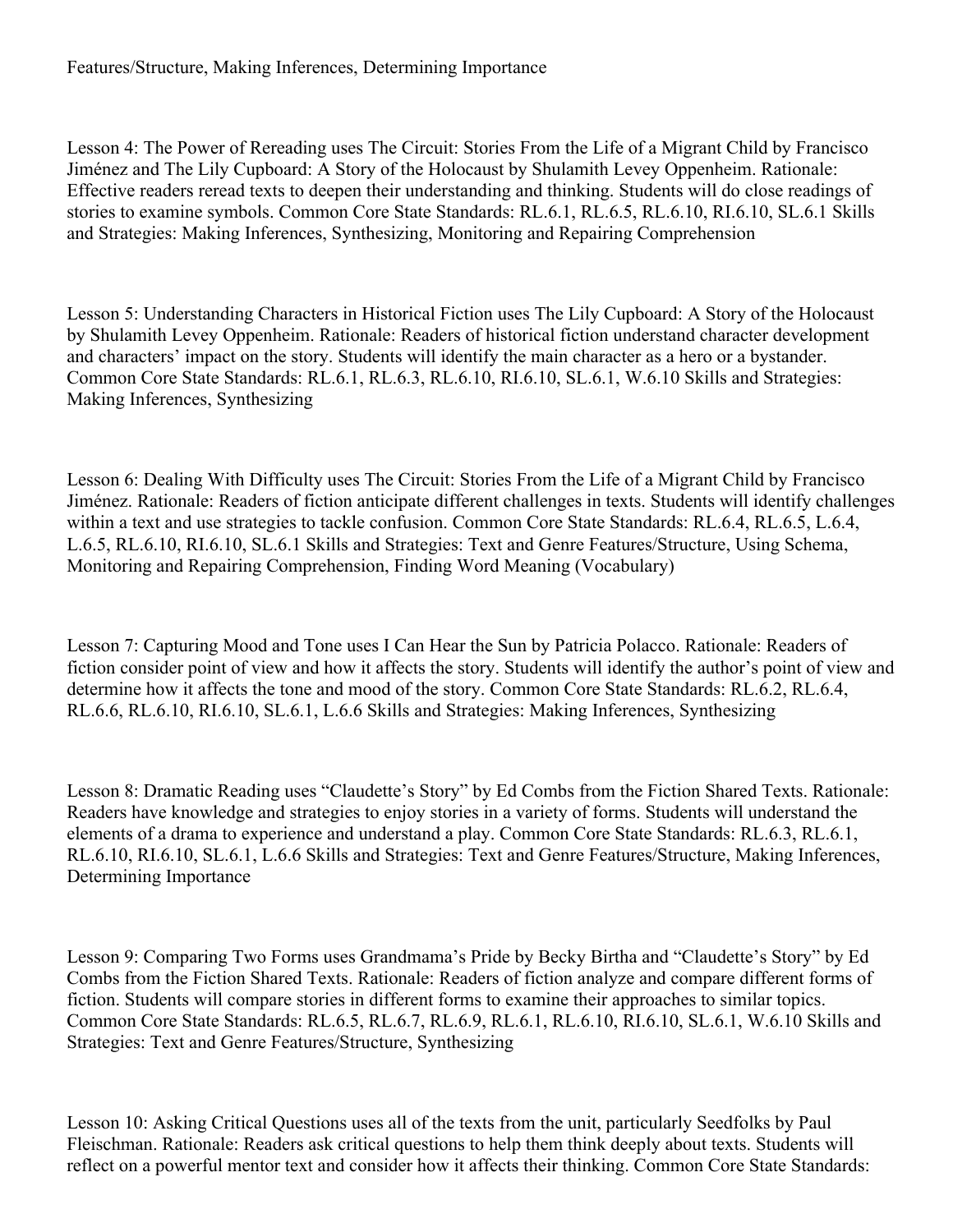Features/Structure, Making Inferences, Determining Importance

Lesson 4: The Power of Rereading uses The Circuit: Stories From the Life of a Migrant Child by Francisco Jiménez and The Lily Cupboard: A Story of the Holocaust by Shulamith Levey Oppenheim. Rationale: Effective readers reread texts to deepen their understanding and thinking. Students will do close readings of stories to examine symbols. Common Core State Standards: RL.6.1, RL.6.5, RL.6.10, RI.6.10, SL.6.1 Skills and Strategies: Making Inferences, Synthesizing, Monitoring and Repairing Comprehension

Lesson 5: Understanding Characters in Historical Fiction uses The Lily Cupboard: A Story of the Holocaust by Shulamith Levey Oppenheim. Rationale: Readers of historical fiction understand character development and characters' impact on the story. Students will identify the main character as a hero or a bystander. Common Core State Standards: RL.6.1, RL.6.3, RL.6.10, RI.6.10, SL.6.1, W.6.10 Skills and Strategies: Making Inferences, Synthesizing

Lesson 6: Dealing With Difficulty uses The Circuit: Stories From the Life of a Migrant Child by Francisco Jiménez. Rationale: Readers of fiction anticipate different challenges in texts. Students will identify challenges within a text and use strategies to tackle confusion. Common Core State Standards: RL.6.4, RL.6.5, L.6.4, L.6.5, RL.6.10, RI.6.10, SL.6.1 Skills and Strategies: Text and Genre Features/Structure, Using Schema, Monitoring and Repairing Comprehension, Finding Word Meaning (Vocabulary)

Lesson 7: Capturing Mood and Tone uses I Can Hear the Sun by Patricia Polacco. Rationale: Readers of fiction consider point of view and how it affects the story. Students will identify the author's point of view and determine how it affects the tone and mood of the story. Common Core State Standards: RL.6.2, RL.6.4, RL.6.6, RL.6.10, RI.6.10, SL.6.1, L.6.6 Skills and Strategies: Making Inferences, Synthesizing

Lesson 8: Dramatic Reading uses "Claudette's Story" by Ed Combs from the Fiction Shared Texts. Rationale: Readers have knowledge and strategies to enjoy stories in a variety of forms. Students will understand the elements of a drama to experience and understand a play. Common Core State Standards: RL.6.3, RL.6.1, RL.6.10, RI.6.10, SL.6.1, L.6.6 Skills and Strategies: Text and Genre Features/Structure, Making Inferences, Determining Importance

Lesson 9: Comparing Two Forms uses Grandmama's Pride by Becky Birtha and "Claudette's Story" by Ed Combs from the Fiction Shared Texts. Rationale: Readers of fiction analyze and compare different forms of fiction. Students will compare stories in different forms to examine their approaches to similar topics. Common Core State Standards: RL.6.5, RL.6.7, RL.6.9, RL.6.1, RL.6.10, RI.6.10, SL.6.1, W.6.10 Skills and Strategies: Text and Genre Features/Structure, Synthesizing

Lesson 10: Asking Critical Questions uses all of the texts from the unit, particularly Seedfolks by Paul Fleischman. Rationale: Readers ask critical questions to help them think deeply about texts. Students will reflect on a powerful mentor text and consider how it affects their thinking. Common Core State Standards: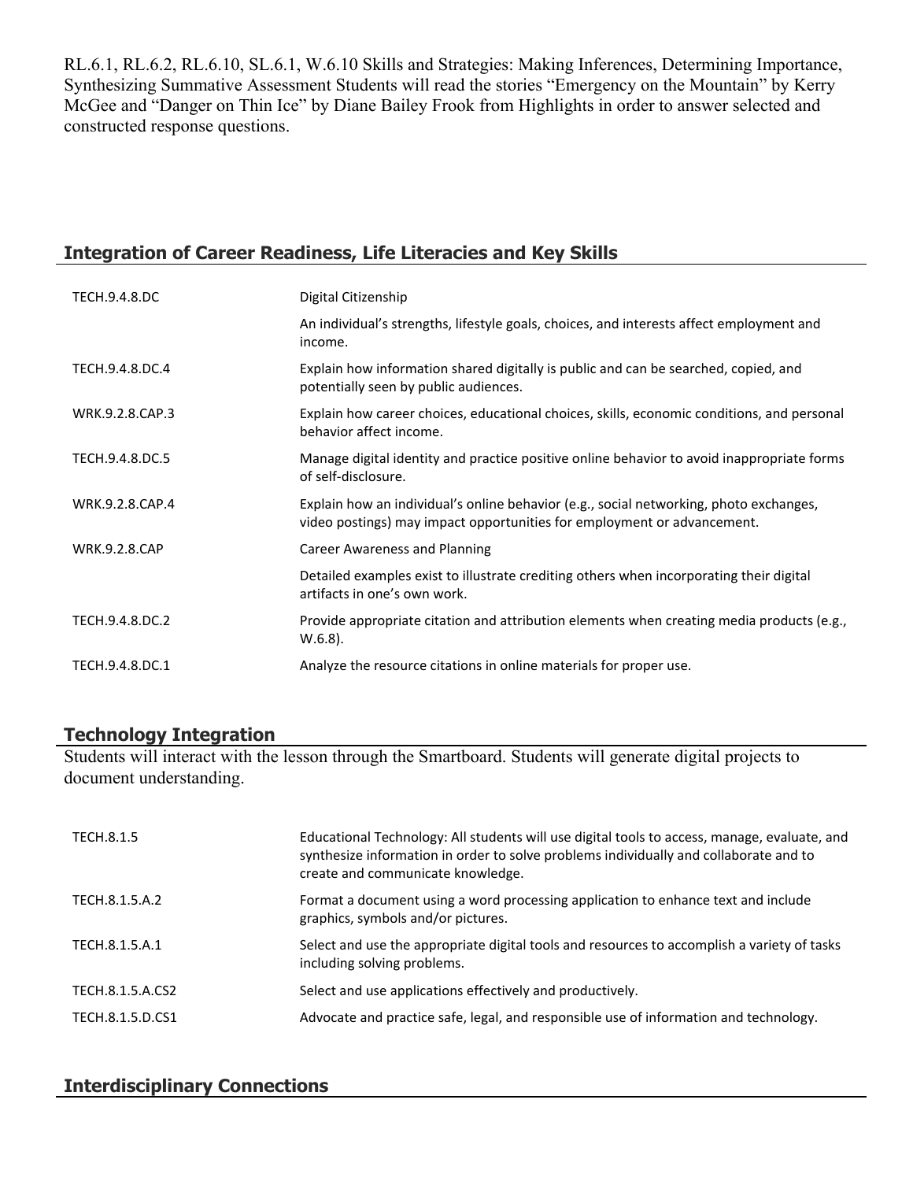RL.6.1, RL.6.2, RL.6.10, SL.6.1, W.6.10 Skills and Strategies: Making Inferences, Determining Importance, Synthesizing Summative Assessment Students will read the stories "Emergency on the Mountain" by Kerry McGee and "Danger on Thin Ice" by Diane Bailey Frook from Highlights in order to answer selected and constructed response questions.

## Integration of Career Readiness, Life Literacies and Key Skills

| | |
|---|---|
| TECH.9.4.8.DC | Digital Citizenship |
| | An individual's strengths, lifestyle goals, choices, and interests affect employment and income. |
| TECH.9.4.8.DC.4 | Explain how information shared digitally is public and can be searched, copied, and potentially seen by public audiences. |
| WRK.9.2.8.CAP.3 | Explain how career choices, educational choices, skills, economic conditions, and personal behavior affect income. |
| TECH.9.4.8.DC.5 | Manage digital identity and practice positive online behavior to avoid inappropriate forms of self-disclosure. |
| WRK.9.2.8.CAP.4 | Explain how an individual's online behavior (e.g., social networking, photo exchanges, video postings) may impact opportunities for employment or advancement. |
| WRK.9.2.8.CAP | Career Awareness and Planning |
| | Detailed examples exist to illustrate crediting others when incorporating their digital artifacts in one's own work. |
| TECH.9.4.8.DC.2 | Provide appropriate citation and attribution elements when creating media products (e.g., W.6.8). |
| TECH.9.4.8.DC.1 | Analyze the resource citations in online materials for proper use. |

## Technology Integration

Students will interact with the lesson through the Smartboard. Students will generate digital projects to document understanding.

| | |
|---|---|
| TECH.8.1.5 | Educational Technology: All students will use digital tools to access, manage, evaluate, and synthesize information in order to solve problems individually and collaborate and to create and communicate knowledge. |
| TECH.8.1.5.A.2 | Format a document using a word processing application to enhance text and include graphics, symbols and/or pictures. |
| TECH.8.1.5.A.1 | Select and use the appropriate digital tools and resources to accomplish a variety of tasks including solving problems. |
| TECH.8.1.5.A.CS2 | Select and use applications effectively and productively. |
| TECH.8.1.5.D.CS1 | Advocate and practice safe, legal, and responsible use of information and technology. |

## Interdisciplinary Connections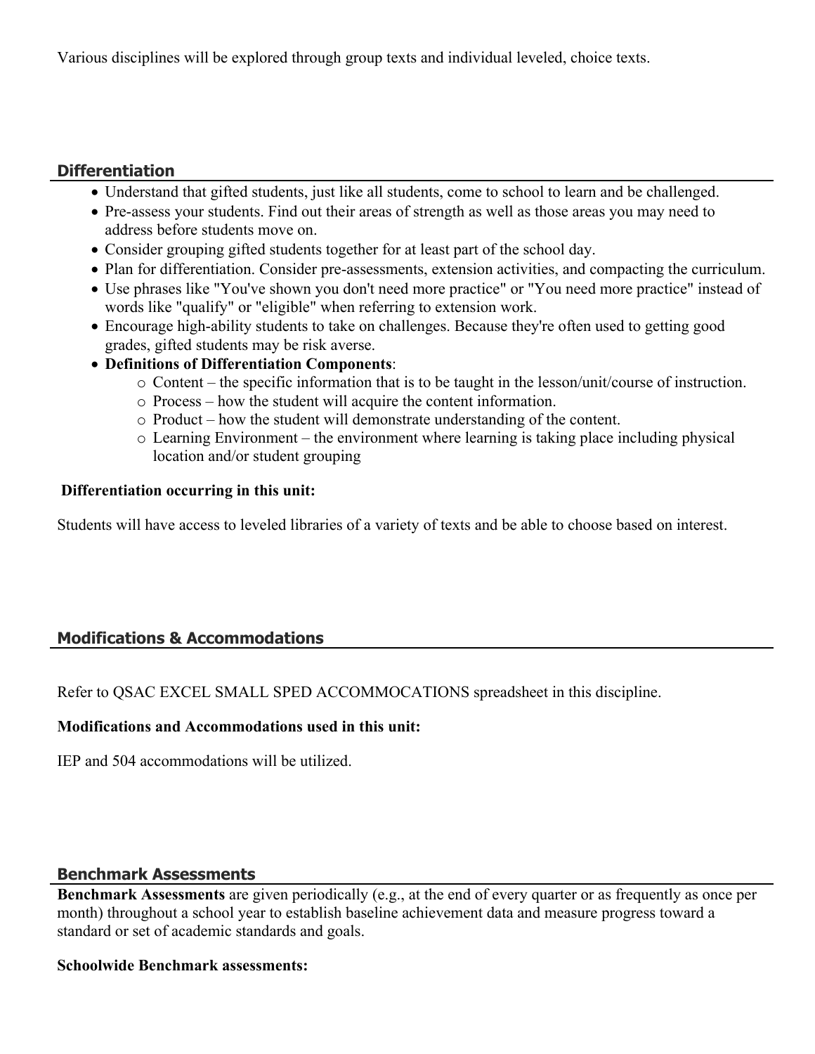Various disciplines will be explored through group texts and individual leveled, choice texts.

## Differentiation

- Understand that gifted students, just like all students, come to school to learn and be challenged.
- Pre-assess your students. Find out their areas of strength as well as those areas you may need to address before students move on.
- Consider grouping gifted students together for at least part of the school day.
- Plan for differentiation. Consider pre-assessments, extension activities, and compacting the curriculum.
- Use phrases like "You've shown you don't need more practice" or "You need more practice" instead of words like "qualify" or "eligible" when referring to extension work.
- Encourage high-ability students to take on challenges. Because they're often used to getting good grades, gifted students may be risk averse.
- **Definitions of Differentiation Components**:
    - Content – the specific information that is to be taught in the lesson/unit/course of instruction.
    - Process – how the student will acquire the content information.
    - Product – how the student will demonstrate understanding of the content.
    - Learning Environment – the environment where learning is taking place including physical location and/or student grouping

**Differentiation occurring in this unit:**

Students will have access to leveled libraries of a variety of texts and be able to choose based on interest.

## Modifications & Accommodations

Refer to QSAC EXCEL SMALL SPED ACCOMMOCATIONS spreadsheet in this discipline.

**Modifications and Accommodations used in this unit:**

IEP and 504 accommodations will be utilized.

## Benchmark Assessments

**Benchmark Assessments** are given periodically (e.g., at the end of every quarter or as frequently as once per month) throughout a school year to establish baseline achievement data and measure progress toward a standard or set of academic standards and goals.

**Schoolwide Benchmark assessments:**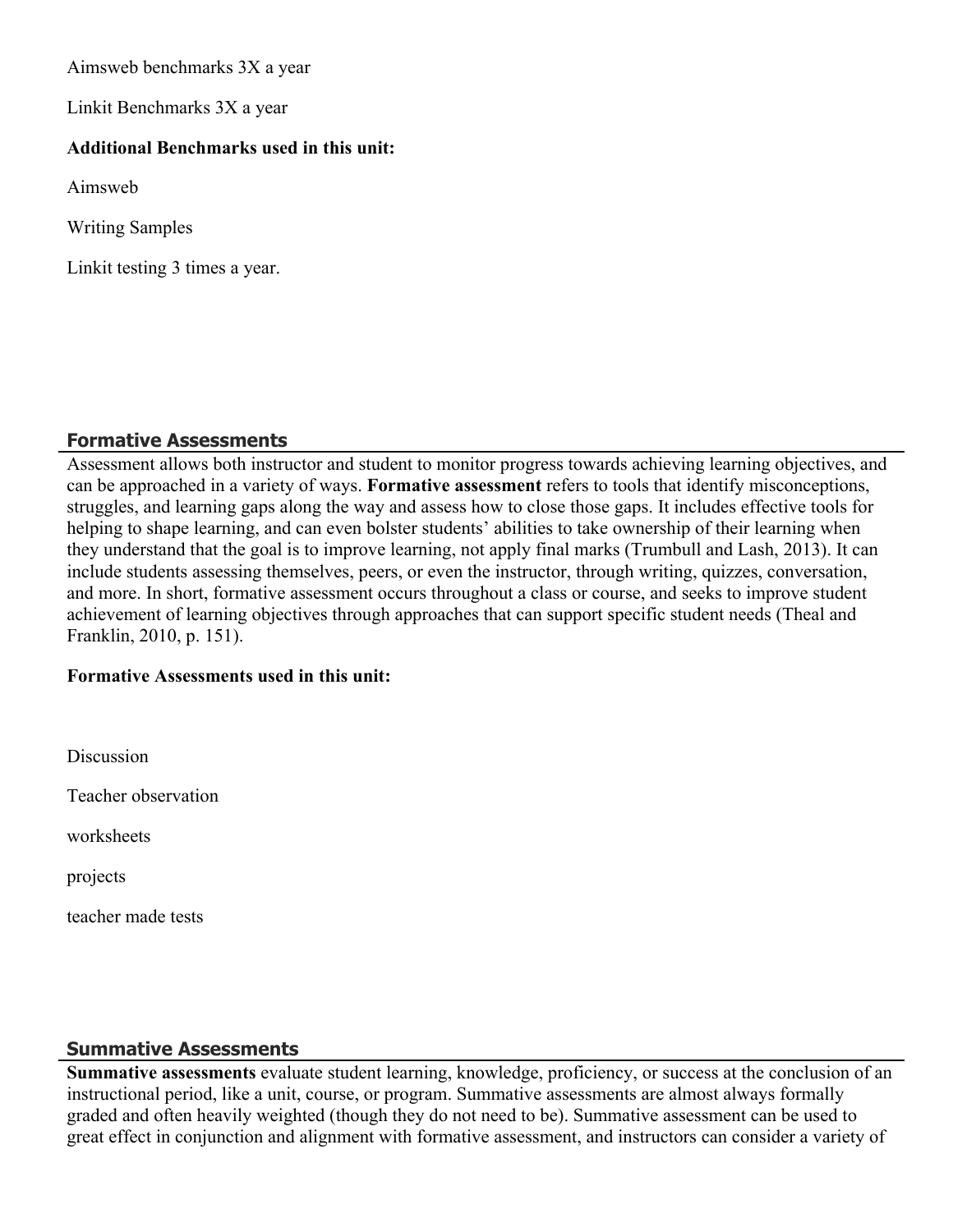Aimsweb benchmarks 3X a year

Linkit Benchmarks 3X a year

**Additional Benchmarks used in this unit:**

Aimsweb

Writing Samples

Linkit testing 3 times a year.

## Formative Assessments

Assessment allows both instructor and student to monitor progress towards achieving learning objectives, and can be approached in a variety of ways. **Formative assessment** refers to tools that identify misconceptions, struggles, and learning gaps along the way and assess how to close those gaps. It includes effective tools for helping to shape learning, and can even bolster students' abilities to take ownership of their learning when they understand that the goal is to improve learning, not apply final marks (Trumbull and Lash, 2013). It can include students assessing themselves, peers, or even the instructor, through writing, quizzes, conversation, and more. In short, formative assessment occurs throughout a class or course, and seeks to improve student achievement of learning objectives through approaches that can support specific student needs (Theal and Franklin, 2010, p. 151).

**Formative Assessments used in this unit:**

Discussion

Teacher observation

worksheets

projects

teacher made tests

## Summative Assessments

**Summative assessments** evaluate student learning, knowledge, proficiency, or success at the conclusion of an instructional period, like a unit, course, or program. Summative assessments are almost always formally graded and often heavily weighted (though they do not need to be). Summative assessment can be used to great effect in conjunction and alignment with formative assessment, and instructors can consider a variety of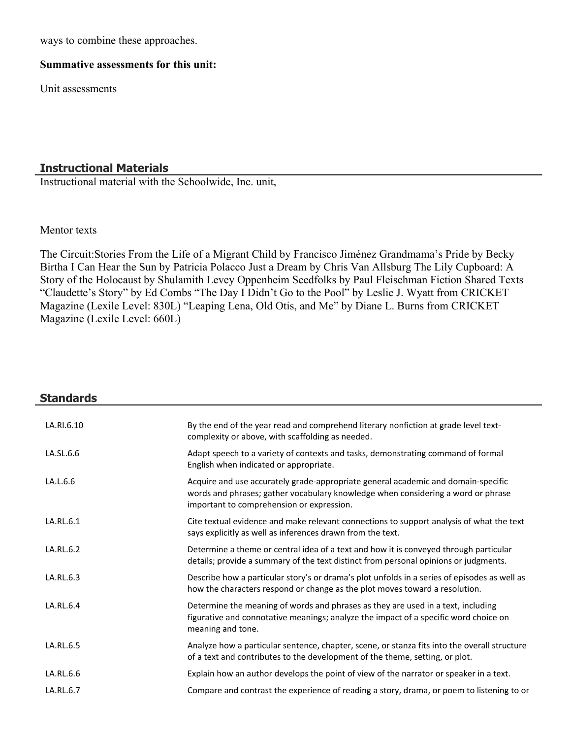ways to combine these approaches.

**Summative assessments for this unit:**

Unit assessments

## Instructional Materials

Instructional material with the Schoolwide, Inc. unit,

Mentor texts

The Circuit:Stories From the Life of a Migrant Child by Francisco Jiménez Grandmama's Pride by Becky Birtha I Can Hear the Sun by Patricia Polacco Just a Dream by Chris Van Allsburg The Lily Cupboard: A Story of the Holocaust by Shulamith Levey Oppenheim Seedfolks by Paul Fleischman Fiction Shared Texts "Claudette's Story" by Ed Combs "The Day I Didn't Go to the Pool" by Leslie J. Wyatt from CRICKET Magazine (Lexile Level: 830L) "Leaping Lena, Old Otis, and Me" by Diane L. Burns from CRICKET Magazine (Lexile Level: 660L)

## Standards

| | |
|---|---|
| LA.RI.6.10 | By the end of the year read and comprehend literary nonfiction at grade level text-complexity or above, with scaffolding as needed. |
| LA.SL.6.6 | Adapt speech to a variety of contexts and tasks, demonstrating command of formal English when indicated or appropriate. |
| LA.L.6.6 | Acquire and use accurately grade-appropriate general academic and domain-specific words and phrases; gather vocabulary knowledge when considering a word or phrase important to comprehension or expression. |
| LA.RL.6.1 | Cite textual evidence and make relevant connections to support analysis of what the text says explicitly as well as inferences drawn from the text. |
| LA.RL.6.2 | Determine a theme or central idea of a text and how it is conveyed through particular details; provide a summary of the text distinct from personal opinions or judgments. |
| LA.RL.6.3 | Describe how a particular story's or drama's plot unfolds in a series of episodes as well as how the characters respond or change as the plot moves toward a resolution. |
| LA.RL.6.4 | Determine the meaning of words and phrases as they are used in a text, including figurative and connotative meanings; analyze the impact of a specific word choice on meaning and tone. |
| LA.RL.6.5 | Analyze how a particular sentence, chapter, scene, or stanza fits into the overall structure of a text and contributes to the development of the theme, setting, or plot. |
| LA.RL.6.6 | Explain how an author develops the point of view of the narrator or speaker in a text. |
| LA.RL.6.7 | Compare and contrast the experience of reading a story, drama, or poem to listening to or |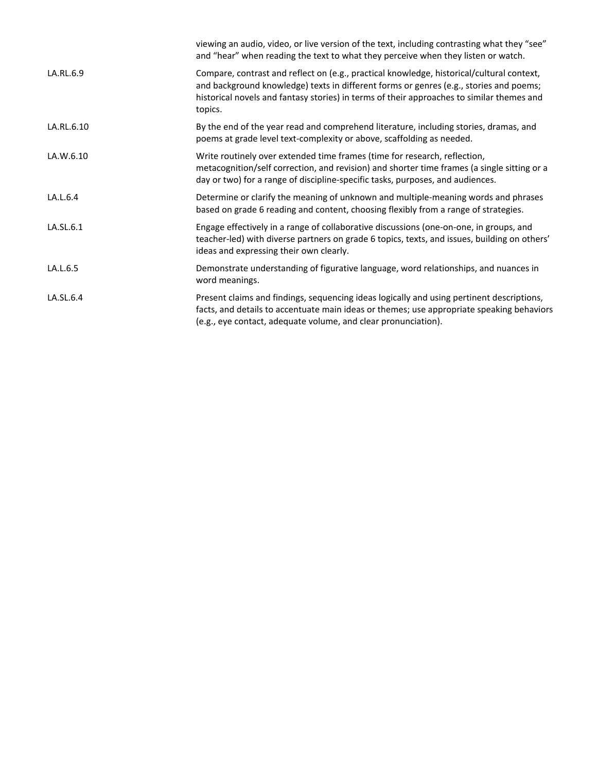| | |
|---|---|
| | viewing an audio, video, or live version of the text, including contrasting what they "see" and "hear" when reading the text to what they perceive when they listen or watch. |
| LA.RL.6.9 | Compare, contrast and reflect on (e.g., practical knowledge, historical/cultural context, and background knowledge) texts in different forms or genres (e.g., stories and poems; historical novels and fantasy stories) in terms of their approaches to similar themes and topics. |
| LA.RL.6.10 | By the end of the year read and comprehend literature, including stories, dramas, and poems at grade level text-complexity or above, scaffolding as needed. |
| LA.W.6.10 | Write routinely over extended time frames (time for research, reflection, metacognition/self correction, and revision) and shorter time frames (a single sitting or a day or two) for a range of discipline-specific tasks, purposes, and audiences. |
| LA.L.6.4 | Determine or clarify the meaning of unknown and multiple-meaning words and phrases based on grade 6 reading and content, choosing flexibly from a range of strategies. |
| LA.SL.6.1 | Engage effectively in a range of collaborative discussions (one-on-one, in groups, and teacher-led) with diverse partners on grade 6 topics, texts, and issues, building on others' ideas and expressing their own clearly. |
| LA.L.6.5 | Demonstrate understanding of figurative language, word relationships, and nuances in word meanings. |
| LA.SL.6.4 | Present claims and findings, sequencing ideas logically and using pertinent descriptions, facts, and details to accentuate main ideas or themes; use appropriate speaking behaviors (e.g., eye contact, adequate volume, and clear pronunciation). |